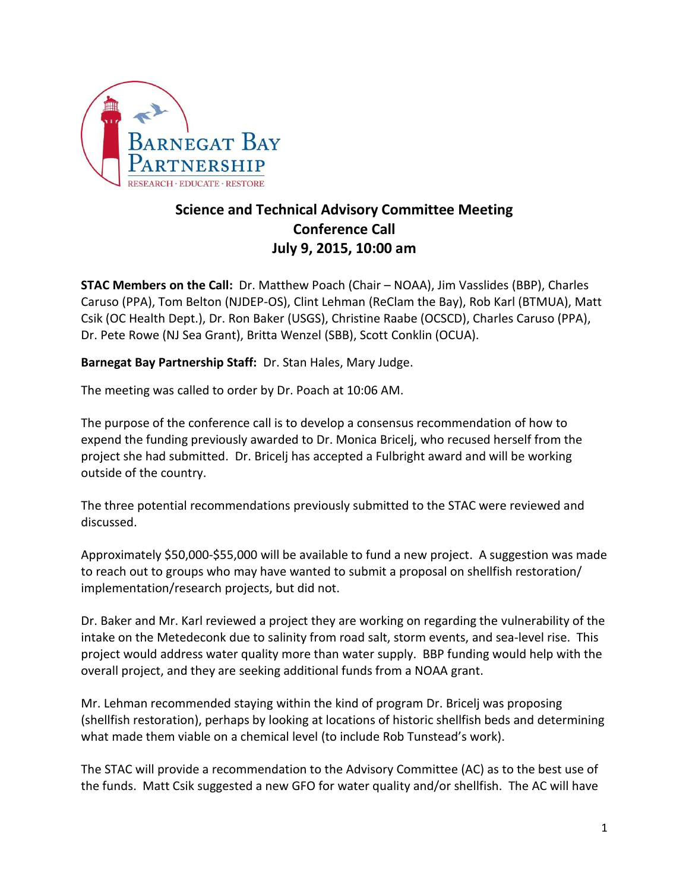Barnegat Bay Partnership

RESEARCH · EDUCATE · RESTORE

# Science and Technical Advisory Committee Meeting
## Conference Call
## July 9, 2015, 10:00 am

**STAC Members on the Call:** Dr. Matthew Poach (Chair – NOAA), Jim Vasslides (BBP), Charles Caruso (PPA), Tom Belton (NJDEP-OS), Clint Lehman (ReClam the Bay), Rob Karl (BTMUA), Matt Csik (OC Health Dept.), Dr. Ron Baker (USGS), Christine Raabe (OCSCD), Charles Caruso (PPA), Dr. Pete Rowe (NJ Sea Grant), Britta Wenzel (SBB), Scott Conklin (OCUA).

**Barnegat Bay Partnership Staff:** Dr. Stan Hales, Mary Judge.

The meeting was called to order by Dr. Poach at 10:06 AM.

The purpose of the conference call is to develop a consensus recommendation of how to expend the funding previously awarded to Dr. Monica Bricelj, who recused herself from the project she had submitted. Dr. Bricelj has accepted a Fulbright award and will be working outside of the country.

The three potential recommendations previously submitted to the STAC were reviewed and discussed.

Approximately $50,000-$55,000 will be available to fund a new project. A suggestion was made to reach out to groups who may have wanted to submit a proposal on shellfish restoration/ implementation/research projects, but did not.

Dr. Baker and Mr. Karl reviewed a project they are working on regarding the vulnerability of the intake on the Metedeconk due to salinity from road salt, storm events, and sea-level rise. This project would address water quality more than water supply. BBP funding would help with the overall project, and they are seeking additional funds from a NOAA grant.

Mr. Lehman recommended staying within the kind of program Dr. Bricelj was proposing (shellfish restoration), perhaps by looking at locations of historic shellfish beds and determining what made them viable on a chemical level (to include Rob Tunstead's work).

The STAC will provide a recommendation to the Advisory Committee (AC) as to the best use of the funds. Matt Csik suggested a new GFO for water quality and/or shellfish. The AC will have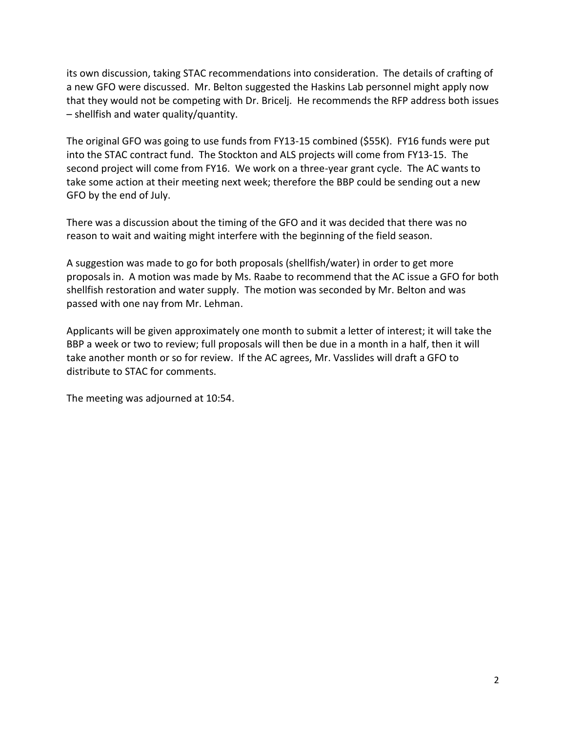its own discussion, taking STAC recommendations into consideration. The details of crafting of a new GFO were discussed. Mr. Belton suggested the Haskins Lab personnel might apply now that they would not be competing with Dr. Bricelj. He recommends the RFP address both issues – shellfish and water quality/quantity.

The original GFO was going to use funds from FY13-15 combined ($55K). FY16 funds were put into the STAC contract fund. The Stockton and ALS projects will come from FY13-15. The second project will come from FY16. We work on a three-year grant cycle. The AC wants to take some action at their meeting next week; therefore the BBP could be sending out a new GFO by the end of July.

There was a discussion about the timing of the GFO and it was decided that there was no reason to wait and waiting might interfere with the beginning of the field season.

A suggestion was made to go for both proposals (shellfish/water) in order to get more proposals in. A motion was made by Ms. Raabe to recommend that the AC issue a GFO for both shellfish restoration and water supply. The motion was seconded by Mr. Belton and was passed with one nay from Mr. Lehman.

Applicants will be given approximately one month to submit a letter of interest; it will take the BBP a week or two to review; full proposals will then be due in a month in a half, then it will take another month or so for review. If the AC agrees, Mr. Vasslides will draft a GFO to distribute to STAC for comments.

The meeting was adjourned at 10:54.